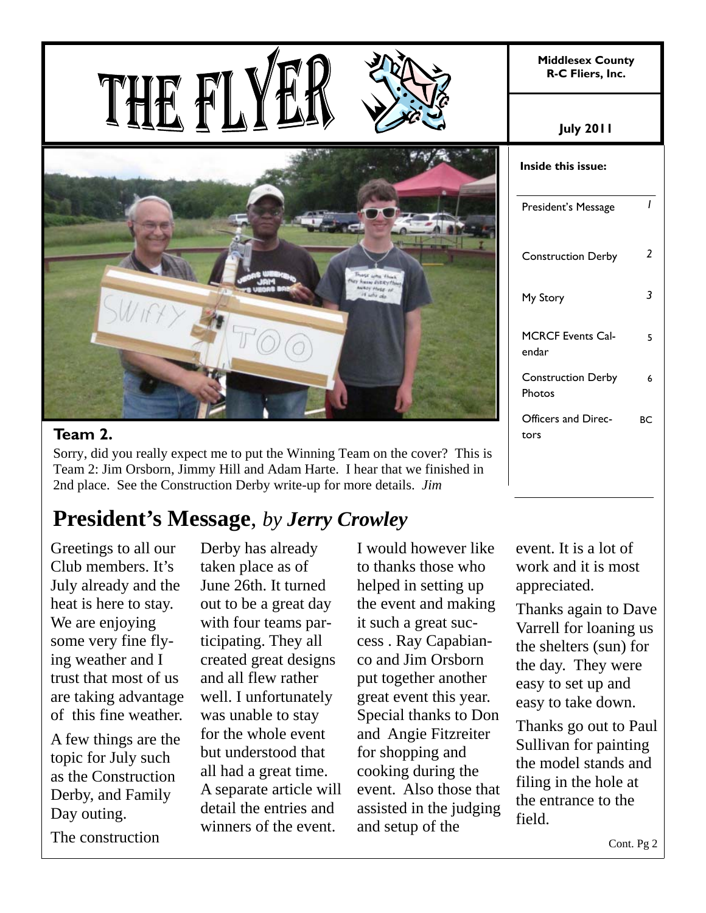# THE FLYER

**Middlesex County R-C Fliers, Inc.**

**July 2011**

**Inside this issue:**

| | |
|---|---|
| President's Message | *1* |
| Construction Derby | *2* |
| My Story | *3* |
| MCRCF Events Calendar | 5 |
| Construction Derby Photos | 6 |
| Officers and Directors | BC |

**Team 2.**

Sorry, did you really expect me to put the Winning Team on the cover? This is Team 2: Jim Orsborn, Jimmy Hill and Adam Harte. I hear that we finished in 2nd place. See the Construction Derby write-up for more details. *Jim*

## President's Message, *by Jerry Crowley*

Greetings to all our Club members. It's July already and the heat is here to stay. We are enjoying some very fine flying weather and I trust that most of us are taking advantage of this fine weather.

A few things are the topic for July such as the Construction Derby, and Family Day outing.

The construction Derby has already taken place as of June 26th. It turned out to be a great day with four teams participating. They all created great designs and all flew rather well. I unfortunately was unable to stay for the whole event but understood that all had a great time. A separate article will detail the entries and winners of the event.

I would however like to thanks those who helped in setting up the event and making it such a great success . Ray Capabianco and Jim Orsborn put together another great event this year. Special thanks to Don and Angie Fitzreiter for shopping and cooking during the event. Also those that assisted in the judging and setup of the event. It is a lot of work and it is most appreciated.

Thanks again to Dave Varrell for loaning us the shelters (sun) for the day. They were easy to set up and easy to take down.

Thanks go out to Paul Sullivan for painting the model stands and filing in the hole at the entrance to the field.

Cont. Pg 2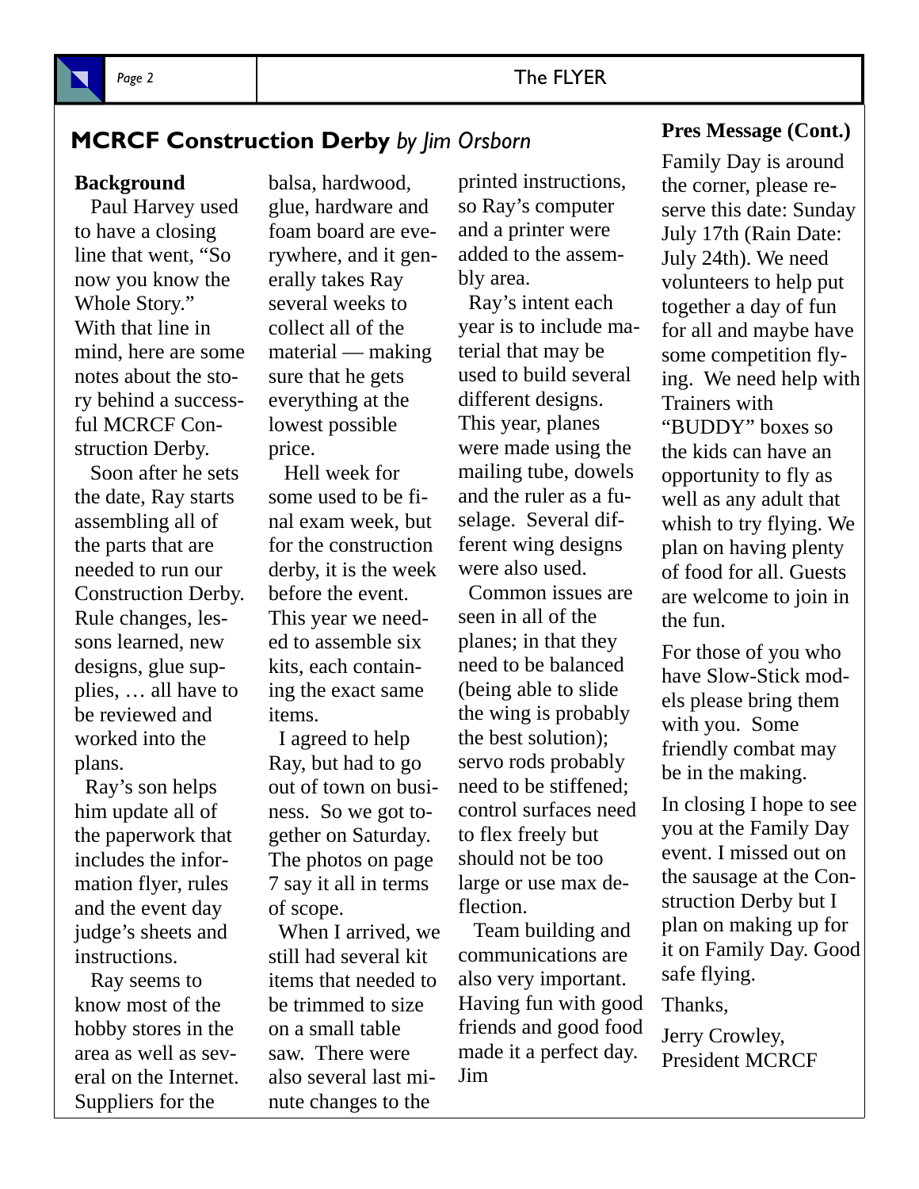## MCRCF Construction Derby *by Jim Orsborn*

**Background**

Paul Harvey used to have a closing line that went, "So now you know the Whole Story." With that line in mind, here are some notes about the story behind a successful MCRCF Construction Derby.

Soon after he sets the date, Ray starts assembling all of the parts that are needed to run our Construction Derby. Rule changes, lessons learned, new designs, glue supplies, … all have to be reviewed and worked into the plans.

Ray's son helps him update all of the paperwork that includes the information flyer, rules and the event day judge's sheets and instructions.

Ray seems to know most of the hobby stores in the area as well as several on the Internet. Suppliers for the balsa, hardwood, glue, hardware and foam board are everywhere, and it generally takes Ray several weeks to collect all of the material — making sure that he gets everything at the lowest possible price.

Hell week for some used to be final exam week, but for the construction derby, it is the week before the event. This year we needed to assemble six kits, each containing the exact same items.

I agreed to help Ray, but had to go out of town on business. So we got together on Saturday. The photos on page 7 say it all in terms of scope.

When I arrived, we still had several kit items that needed to be trimmed to size on a small table saw. There were also several last minute changes to the printed instructions, so Ray's computer and a printer were added to the assembly area.

Ray's intent each year is to include material that may be used to build several different designs. This year, planes were made using the mailing tube, dowels and the ruler as a fuselage. Several different wing designs were also used.

Common issues are seen in all of the planes; in that they need to be balanced (being able to slide the wing is probably the best solution); servo rods probably need to be stiffened; control surfaces need to flex freely but should not be too large or use max deflection.

Team building and communications are also very important. Having fun with good friends and good food made it a perfect day. Jim

### Pres Message (Cont.)

Family Day is around the corner, please reserve this date: Sunday July 17th (Rain Date: July 24th). We need volunteers to help put together a day of fun for all and maybe have some competition flying. We need help with Trainers with "BUDDY" boxes so the kids can have an opportunity to fly as well as any adult that whish to try flying. We plan on having plenty of food for all. Guests are welcome to join in the fun.

For those of you who have Slow-Stick models please bring them with you. Some friendly combat may be in the making.

In closing I hope to see you at the Family Day event. I missed out on the sausage at the Construction Derby but I plan on making up for it on Family Day. Good safe flying.

Thanks,

Jerry Crowley,
President MCRCF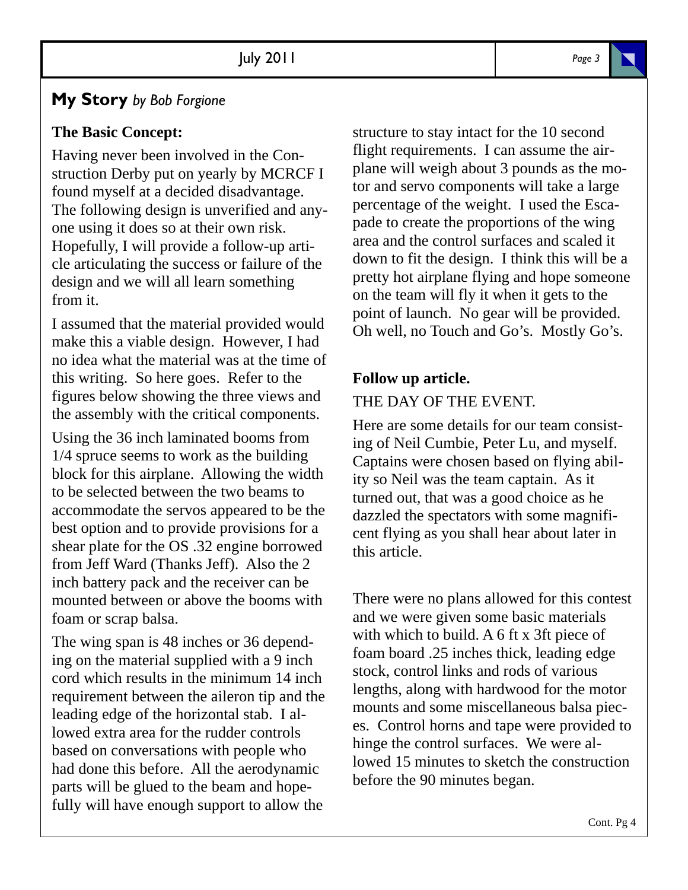## My Story *by Bob Forgione*

**The Basic Concept:**

Having never been involved in the Construction Derby put on yearly by MCRCF I found myself at a decided disadvantage. The following design is unverified and anyone using it does so at their own risk. Hopefully, I will provide a follow-up article articulating the success or failure of the design and we will all learn something from it.

I assumed that the material provided would make this a viable design. However, I had no idea what the material was at the time of this writing. So here goes. Refer to the figures below showing the three views and the assembly with the critical components.

Using the 36 inch laminated booms from 1/4 spruce seems to work as the building block for this airplane. Allowing the width to be selected between the two beams to accommodate the servos appeared to be the best option and to provide provisions for a shear plate for the OS .32 engine borrowed from Jeff Ward (Thanks Jeff). Also the 2 inch battery pack and the receiver can be mounted between or above the booms with foam or scrap balsa.

The wing span is 48 inches or 36 depending on the material supplied with a 9 inch cord which results in the minimum 14 inch requirement between the aileron tip and the leading edge of the horizontal stab. I allowed extra area for the rudder controls based on conversations with people who had done this before. All the aerodynamic parts will be glued to the beam and hopefully will have enough support to allow the structure to stay intact for the 10 second flight requirements. I can assume the airplane will weigh about 3 pounds as the motor and servo components will take a large percentage of the weight. I used the Escapade to create the proportions of the wing area and the control surfaces and scaled it down to fit the design. I think this will be a pretty hot airplane flying and hope someone on the team will fly it when it gets to the point of launch. No gear will be provided. Oh well, no Touch and Go's. Mostly Go's.

**Follow up article.**

THE DAY OF THE EVENT.

Here are some details for our team consisting of Neil Cumbie, Peter Lu, and myself. Captains were chosen based on flying ability so Neil was the team captain. As it turned out, that was a good choice as he dazzled the spectators with some magnificent flying as you shall hear about later in this article.

There were no plans allowed for this contest and we were given some basic materials with which to build. A 6 ft x 3ft piece of foam board .25 inches thick, leading edge stock, control links and rods of various lengths, along with hardwood for the motor mounts and some miscellaneous balsa pieces. Control horns and tape were provided to hinge the control surfaces. We were allowed 15 minutes to sketch the construction before the 90 minutes began.

Cont. Pg 4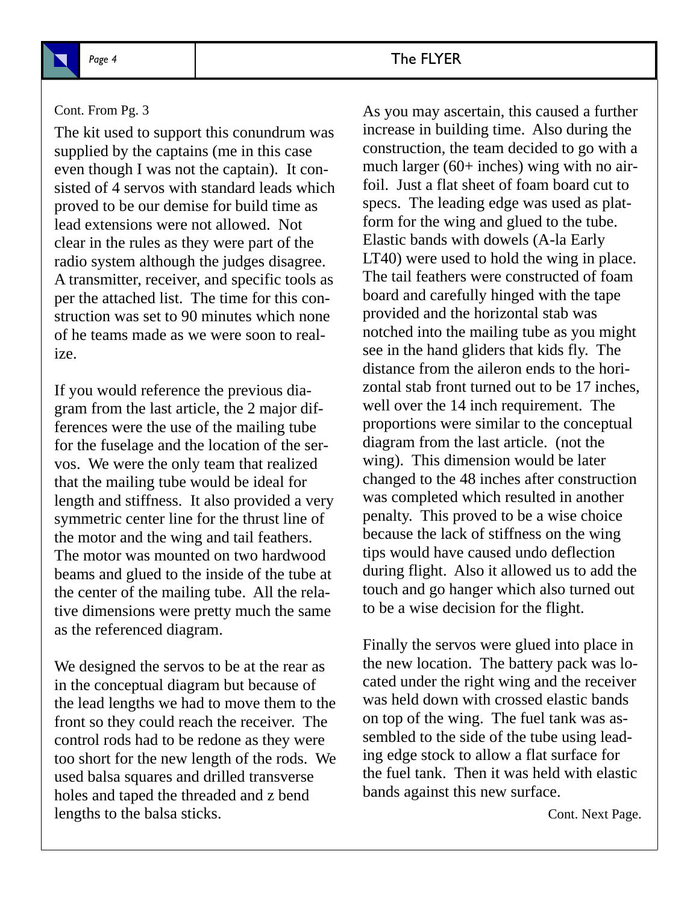Cont. From Pg. 3

The kit used to support this conundrum was supplied by the captains (me in this case even though I was not the captain). It consisted of 4 servos with standard leads which proved to be our demise for build time as lead extensions were not allowed. Not clear in the rules as they were part of the radio system although the judges disagree. A transmitter, receiver, and specific tools as per the attached list. The time for this construction was set to 90 minutes which none of he teams made as we were soon to realize.

If you would reference the previous diagram from the last article, the 2 major differences were the use of the mailing tube for the fuselage and the location of the servos. We were the only team that realized that the mailing tube would be ideal for length and stiffness. It also provided a very symmetric center line for the thrust line of the motor and the wing and tail feathers. The motor was mounted on two hardwood beams and glued to the inside of the tube at the center of the mailing tube. All the relative dimensions were pretty much the same as the referenced diagram.

We designed the servos to be at the rear as in the conceptual diagram but because of the lead lengths we had to move them to the front so they could reach the receiver. The control rods had to be redone as they were too short for the new length of the rods. We used balsa squares and drilled transverse holes and taped the threaded and z bend lengths to the balsa sticks.

As you may ascertain, this caused a further increase in building time. Also during the construction, the team decided to go with a much larger (60+ inches) wing with no airfoil. Just a flat sheet of foam board cut to specs. The leading edge was used as platform for the wing and glued to the tube. Elastic bands with dowels (A-la Early LT40) were used to hold the wing in place. The tail feathers were constructed of foam board and carefully hinged with the tape provided and the horizontal stab was notched into the mailing tube as you might see in the hand gliders that kids fly. The distance from the aileron ends to the horizontal stab front turned out to be 17 inches, well over the 14 inch requirement. The proportions were similar to the conceptual diagram from the last article. (not the wing). This dimension would be later changed to the 48 inches after construction was completed which resulted in another penalty. This proved to be a wise choice because the lack of stiffness on the wing tips would have caused undo deflection during flight. Also it allowed us to add the touch and go hanger which also turned out to be a wise decision for the flight.

Finally the servos were glued into place in the new location. The battery pack was located under the right wing and the receiver was held down with crossed elastic bands on top of the wing. The fuel tank was assembled to the side of the tube using leading edge stock to allow a flat surface for the fuel tank. Then it was held with elastic bands against this new surface.

Cont. Next Page.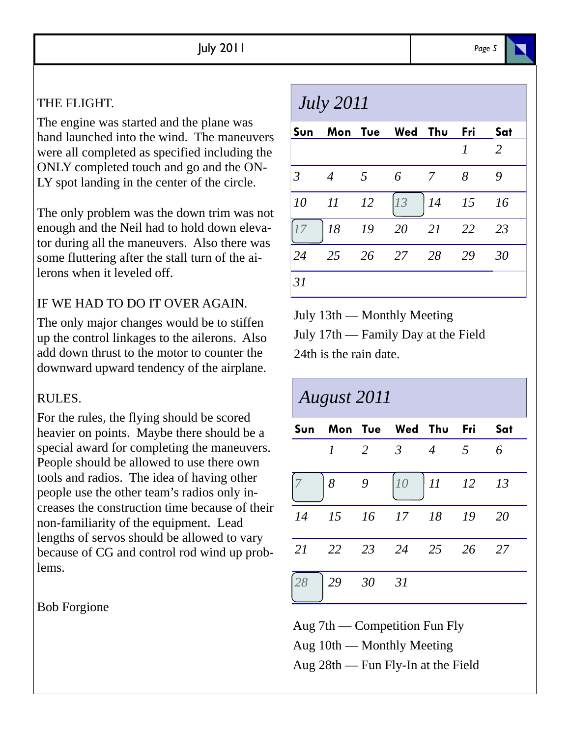THE FLIGHT.

The engine was started and the plane was hand launched into the wind. The maneuvers were all completed as specified including the ONLY completed touch and go and the ONLY spot landing in the center of the circle.

The only problem was the down trim was not enough and the Neil had to hold down elevator during all the maneuvers. Also there was some fluttering after the stall turn of the ailerons when it leveled off.

IF WE HAD TO DO IT OVER AGAIN.

The only major changes would be to stiffen up the control linkages to the ailerons. Also add down thrust to the motor to counter the downward upward tendency of the airplane.

RULES.

For the rules, the flying should be scored heavier on points. Maybe there should be a special award for completing the maneuvers. People should be allowed to use there own tools and radios. The idea of having other people use the other team's radios only increases the construction time because of their non-familiarity of the equipment. Lead lengths of servos should be allowed to vary because of CG and control rod wind up problems.

Bob Forgione

## *July 2011*

| Sun | Mon | Tue | Wed | Thu | Fri | Sat |
|---|---|---|---|---|---|---|
| | | | | | 1 | 2 |
| 3 | 4 | 5 | 6 | 7 | 8 | 9 |
| 10 | 11 | 12 | 13 | 14 | 15 | 16 |
| 17 | 18 | 19 | 20 | 21 | 22 | 23 |
| 24 | 25 | 26 | 27 | 28 | 29 | 30 |
| 31 | | | | | | |

July 13th — Monthly Meeting

July 17th — Family Day at the Field

24th is the rain date.

## *August 2011*

| Sun | Mon | Tue | Wed | Thu | Fri | Sat |
|---|---|---|---|---|---|---|
| | 1 | 2 | 3 | 4 | 5 | 6 |
| 7 | 8 | 9 | 10 | 11 | 12 | 13 |
| 14 | 15 | 16 | 17 | 18 | 19 | 20 |
| 21 | 22 | 23 | 24 | 25 | 26 | 27 |
| 28 | 29 | 30 | 31 | | | |

Aug 7th — Competition Fun Fly

Aug 10th — Monthly Meeting

Aug 28th — Fun Fly-In at the Field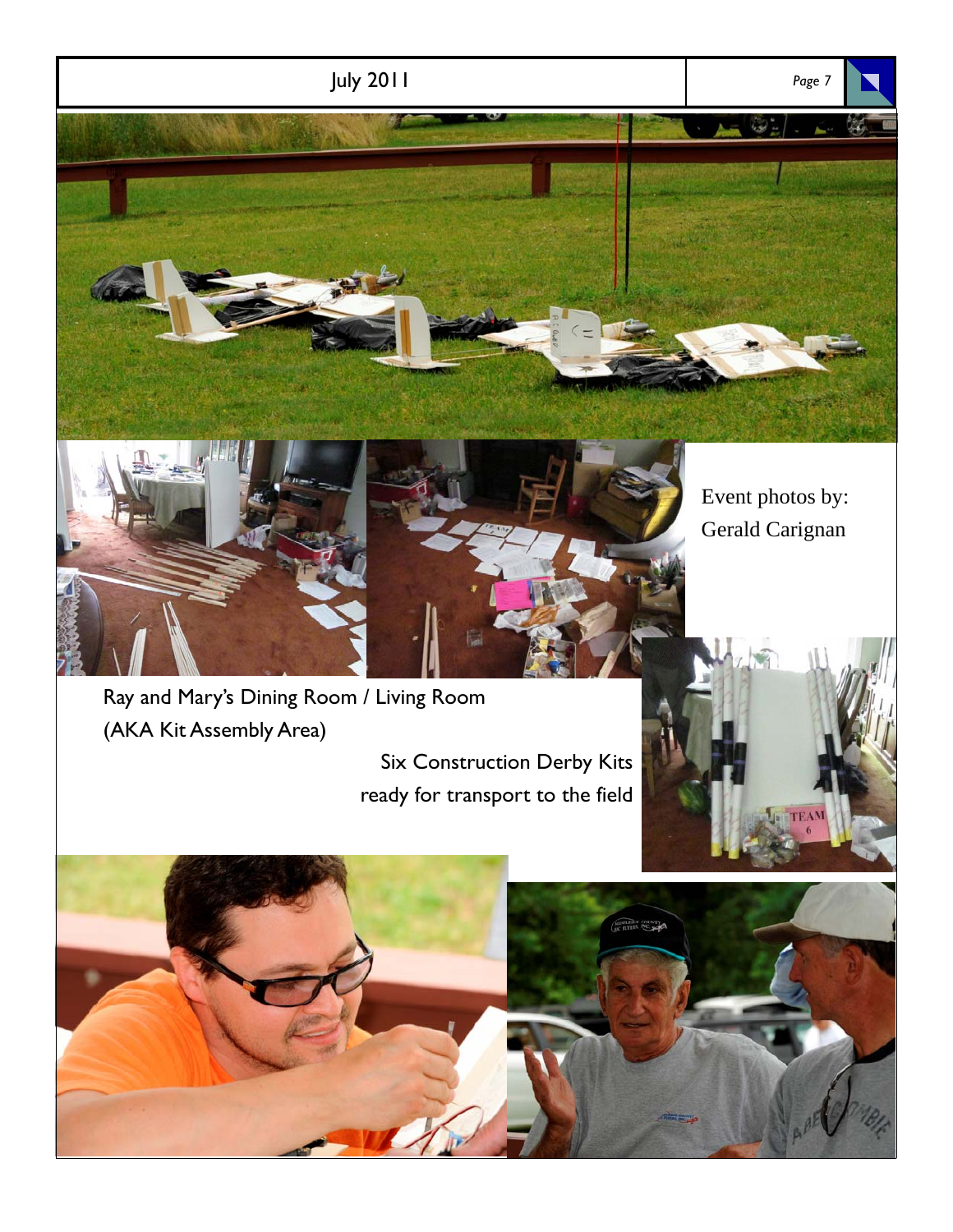Event photos by: Gerald Carignan

Ray and Mary's Dining Room / Living Room (AKA Kit Assembly Area)

Six Construction Derby Kits ready for transport to the field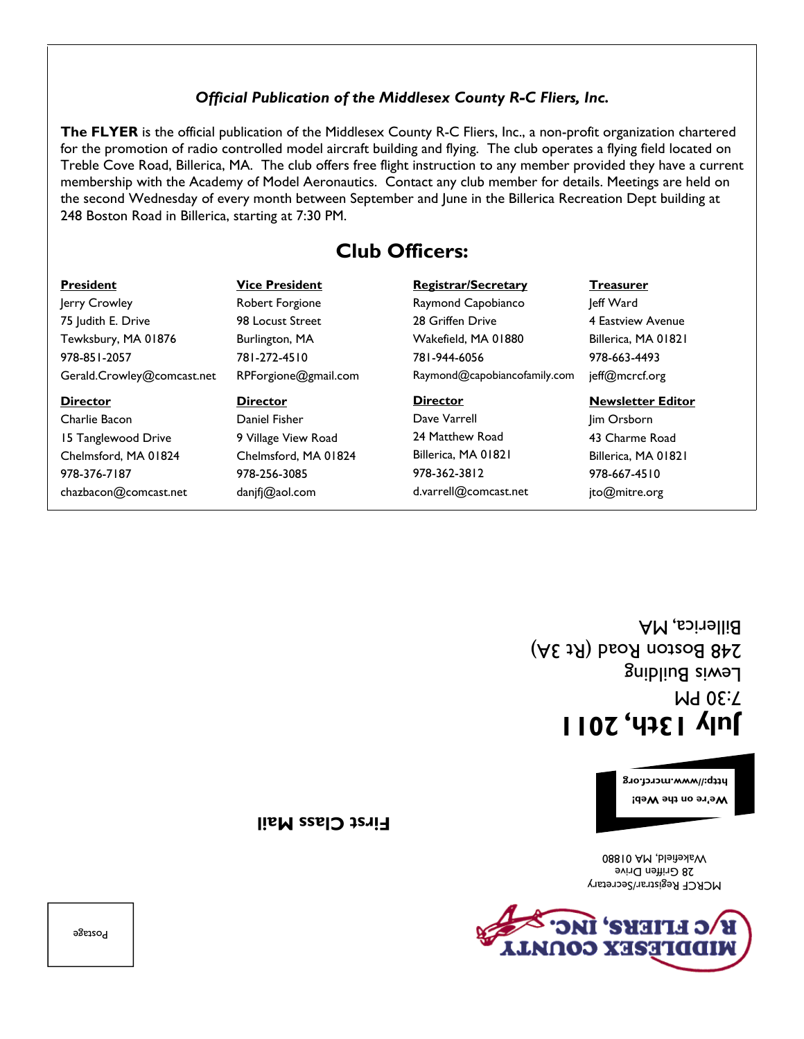*Official Publication of the Middlesex County R-C Fliers, Inc.*

**The FLYER** is the official publication of the Middlesex County R-C Fliers, Inc., a non-profit organization chartered for the promotion of radio controlled model aircraft building and flying. The club operates a flying field located on Treble Cove Road, Billerica, MA. The club offers free flight instruction to any member provided they have a current membership with the Academy of Model Aeronautics. Contact any club member for details. Meetings are held on the second Wednesday of every month between September and June in the Billerica Recreation Dept building at 248 Boston Road in Billerica, starting at 7:30 PM.

## Club Officers:

**President**
Jerry Crowley
75 Judith E. Drive
Tewksbury, MA 01876
978-851-2057
Gerald.Crowley@comcast.net

**Vice President**
Robert Forgione
98 Locust Street
Burlington, MA
781-272-4510
RPForgione@gmail.com

**Registrar/Secretary**
Raymond Capobianco
28 Griffen Drive
Wakefield, MA 01880
781-944-6056
Raymond@capobiancofamily.com

**Treasurer**
Jeff Ward
4 Eastview Avenue
Billerica, MA 01821
978-663-4493
jeff@mcrcf.org

**Director**
Charlie Bacon
15 Tanglewood Drive
Chelmsford, MA 01824
978-376-7187
chazbacon@comcast.net

**Director**
Daniel Fisher
9 Village View Road
Chelmsford, MA 01824
978-256-3085
danjfj@aol.com

**Director**
Dave Varrell
24 Matthew Road
Billerica, MA 01821
978-362-3812
d.varrell@comcast.net

**Newsletter Editor**
Jim Orsborn
43 Charme Road
Billerica, MA 01821
978-667-4510
jto@mitre.org

**July 13th, 2011**
7:30 PM
Lewis Building
248 Boston Road (Rt 3A)
Billerica, MA

**We're on the Web!**
**http://www.mcrcf.org**

MIDDLESEX COUNTY R/C FLIERS, INC.

MCRCF Registrar/Secretary
28 Griffen Drive
Wakefield, MA 01880

**First Class Mail**

Postage